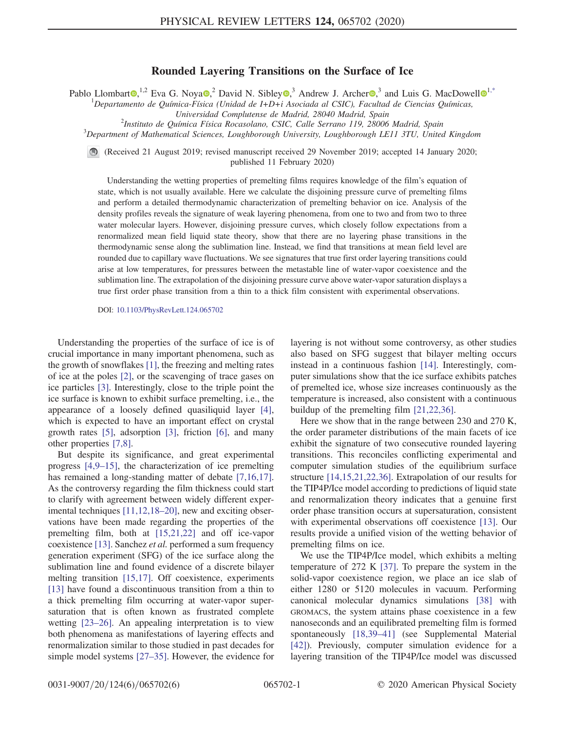# Rounded Layering Transitions on the Surface of Ice

Pablo Llombart,[1,2] Eva G. Noya,[2] David N. Sibley,[3] Andrew J. Archer,[3] and Luis G. MacDowell[1,*]

[1]Departamento de Química-Física (Unidad de I+D+i Asociada al CSIC), Facultad de Ciencias Químicas, Universidad Complutense de Madrid, 28040 Madrid, Spain

[2]Instituto de Química Física Rocasolano, CSIC, Calle Serrano 119, 28006 Madrid, Spain

[3]Department of Mathematical Sciences, Loughborough University, Loughborough LE11 3TU, United Kingdom

(Received 21 August 2019; revised manuscript received 29 November 2019; accepted 14 January 2020; published 11 February 2020)

Understanding the wetting properties of premelting films requires knowledge of the film's equation of state, which is not usually available. Here we calculate the disjoining pressure curve of premelting films and perform a detailed thermodynamic characterization of premelting behavior on ice. Analysis of the density profiles reveals the signature of weak layering phenomena, from one to two and from two to three water molecular layers. However, disjoining pressure curves, which closely follow expectations from a renormalized mean field liquid state theory, show that there are no layering phase transitions in the thermodynamic sense along the sublimation line. Instead, we find that transitions at mean field level are rounded due to capillary wave fluctuations. We see signatures that true first order layering transitions could arise at low temperatures, for pressures between the metastable line of water-vapor coexistence and the sublimation line. The extrapolation of the disjoining pressure curve above water-vapor saturation displays a true first order phase transition from a thin to a thick film consistent with experimental observations.

DOI: 10.1103/PhysRevLett.124.065702

Understanding the properties of the surface of ice is of crucial importance in many important phenomena, such as the growth of snowflakes [1], the freezing and melting rates of ice at the poles [2], or the scavenging of trace gases on ice particles [3]. Interestingly, close to the triple point the ice surface is known to exhibit surface premelting, i.e., the appearance of a loosely defined quasiliquid layer [4], which is expected to have an important effect on crystal growth rates [5], adsorption [3], friction [6], and many other properties [7,8].

But despite its significance, and great experimental progress [4,9–15], the characterization of ice premelting has remained a long-standing matter of debate [7,16,17]. As the controversy regarding the film thickness could start to clarify with agreement between widely different experimental techniques [11,12,18–20], new and exciting observations have been made regarding the properties of the premelting film, both at [15,21,22] and off ice-vapor coexistence [13]. Sanchez *et al.* performed a sum frequency generation experiment (SFG) of the ice surface along the sublimation line and found evidence of a discrete bilayer melting transition [15,17]. Off coexistence, experiments [13] have found a discontinuous transition from a thin to a thick premelting film occurring at water-vapor supersaturation that is often known as frustrated complete wetting [23–26]. An appealing interpretation is to view both phenomena as manifestations of layering effects and renormalization similar to those studied in past decades for simple model systems [27–35]. However, the evidence for layering is not without some controversy, as other studies also based on SFG suggest that bilayer melting occurs instead in a continuous fashion [14]. Interestingly, computer simulations show that the ice surface exhibits patches of premelted ice, whose size increases continuously as the temperature is increased, also consistent with a continuous buildup of the premelting film [21,22,36].

Here we show that in the range between 230 and 270 K, the order parameter distributions of the main facets of ice exhibit the signature of two consecutive rounded layering transitions. This reconciles conflicting experimental and computer simulation studies of the equilibrium surface structure [14,15,21,22,36]. Extrapolation of our results for the TIP4P/Ice model according to predictions of liquid state and renormalization theory indicates that a genuine first order phase transition occurs at supersaturation, consistent with experimental observations off coexistence [13]. Our results provide a unified vision of the wetting behavior of premelting films on ice.

We use the TIP4P/Ice model, which exhibits a melting temperature of 272 K [37]. To prepare the system in the solid-vapor coexistence region, we place an ice slab of either 1280 or 5120 molecules in vacuum. Performing canonical molecular dynamics simulations [38] with GROMACS, the system attains phase coexistence in a few nanoseconds and an equilibrated premelting film is formed spontaneously [18,39–41] (see Supplemental Material [42]). Previously, computer simulation evidence for a layering transition of the TIP4P/Ice model was discussed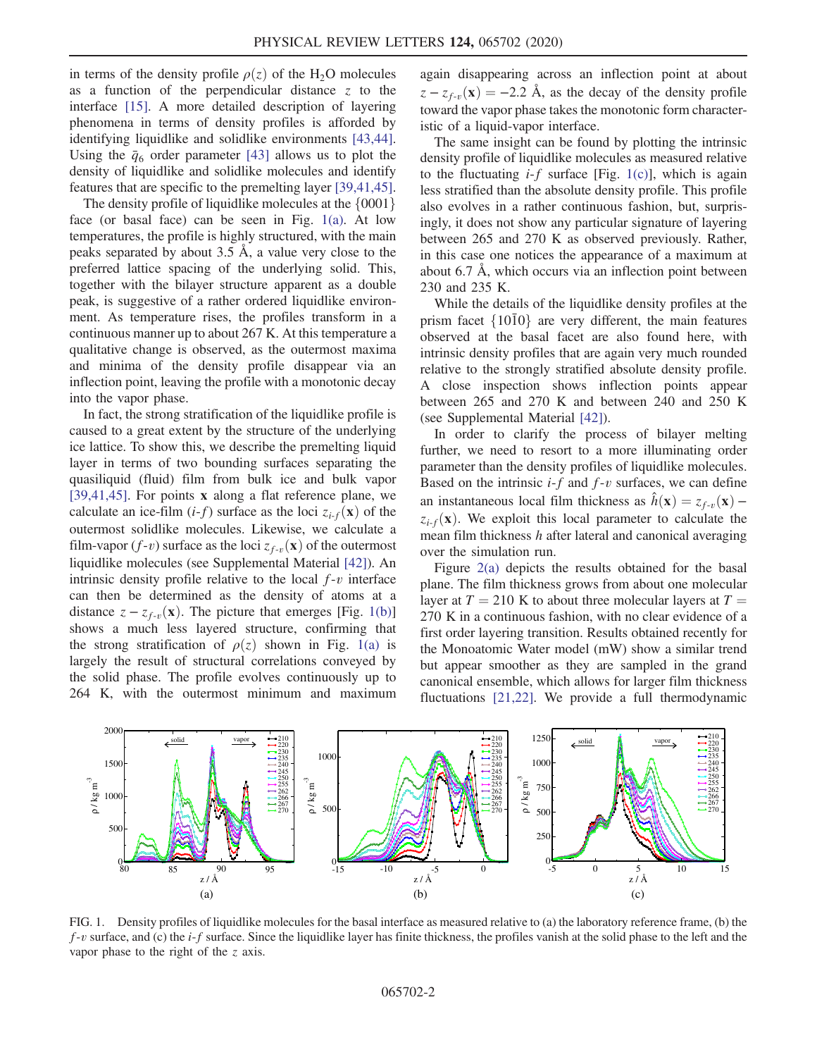in terms of the density profile $\rho(z)$ of the $H_2O$ molecules as a function of the perpendicular distance $z$ to the interface [15]. A more detailed description of layering phenomena in terms of density profiles is afforded by identifying liquidlike and solidlike environments [43,44]. Using the $\bar{q}_6$ order parameter [43] allows us to plot the density of liquidlike and solidlike molecules and identify features that are specific to the premelting layer [39,41,45].

The density profile of liquidlike molecules at the {0001} face (or basal face) can be seen in Fig. 1(a). At low temperatures, the profile is highly structured, with the main peaks separated by about 3.5 Å, a value very close to the preferred lattice spacing of the underlying solid. This, together with the bilayer structure apparent as a double peak, is suggestive of a rather ordered liquidlike environment. As temperature rises, the profiles transform in a continuous manner up to about 267 K. At this temperature a qualitative change is observed, as the outermost maxima and minima of the density profile disappear via an inflection point, leaving the profile with a monotonic decay into the vapor phase.

In fact, the strong stratification of the liquidlike profile is caused to a great extent by the structure of the underlying ice lattice. To show this, we describe the premelting liquid layer in terms of two bounding surfaces separating the quasiliquid (fluid) film from bulk ice and bulk vapor [39,41,45]. For points $\mathbf{x}$ along a flat reference plane, we calculate an ice-film ($i$-$f$) surface as the loci $z_{i\text{-}f}(\mathbf{x})$ of the outermost solidlike molecules. Likewise, we calculate a film-vapor ($f$-$v$) surface as the loci $z_{f\text{-}v}(\mathbf{x})$ of the outermost liquidlike molecules (see Supplemental Material [42]). An intrinsic density profile relative to the local $f$-$v$ interface can then be determined as the density of atoms at a distance $z - z_{f\text{-}v}(\mathbf{x})$. The picture that emerges [Fig. 1(b)] shows a much less layered structure, confirming that the strong stratification of $\rho(z)$ shown in Fig. 1(a) is largely the result of structural correlations conveyed by the solid phase. The profile evolves continuously up to 264 K, with the outermost minimum and maximum again disappearing across an inflection point at about $z - z_{f\text{-}v}(\mathbf{x}) = -2.2$ Å, as the decay of the density profile toward the vapor phase takes the monotonic form characteristic of a liquid-vapor interface.

The same insight can be found by plotting the intrinsic density profile of liquidlike molecules as measured relative to the fluctuating $i$-$f$ surface [Fig. 1(c)], which is again less stratified than the absolute density profile. This profile also evolves in a rather continuous fashion, but, surprisingly, it does not show any particular signature of layering between 265 and 270 K as observed previously. Rather, in this case one notices the appearance of a maximum at about 6.7 Å, which occurs via an inflection point between 230 and 235 K.

While the details of the liquidlike density profiles at the prism facet $\{10\bar{1}0\}$ are very different, the main features observed at the basal facet are also found here, with intrinsic density profiles that are again very much rounded relative to the strongly stratified absolute density profile. A close inspection shows inflection points appear between 265 and 270 K and between 240 and 250 K (see Supplemental Material [42]).

In order to clarify the process of bilayer melting further, we need to resort to a more illuminating order parameter than the density profiles of liquidlike molecules. Based on the intrinsic $i$-$f$ and $f$-$v$ surfaces, we can define an instantaneous local film thickness as $\hat{h}(\mathbf{x}) = z_{f\text{-}v}(\mathbf{x}) - z_{i\text{-}f}(\mathbf{x})$. We exploit this local parameter to calculate the mean film thickness $h$ after lateral and canonical averaging over the simulation run.

Figure 2(a) depicts the results obtained for the basal plane. The film thickness grows from about one molecular layer at $T = 210$ K to about three molecular layers at $T = 270$ K in a continuous fashion, with no clear evidence of a first order layering transition. Results obtained recently for the Monoatomic Water model (mW) show a similar trend but appear smoother as they are sampled in the grand canonical ensemble, which allows for larger film thickness fluctuations [21,22]. We provide a full thermodynamic

FIG. 1. Density profiles of liquidlike molecules for the basal interface as measured relative to (a) the laboratory reference frame, (b) the $f$-$v$ surface, and (c) the $i$-$f$ surface. Since the liquidlike layer has finite thickness, the profiles vanish at the solid phase to the left and the vapor phase to the right of the $z$ axis.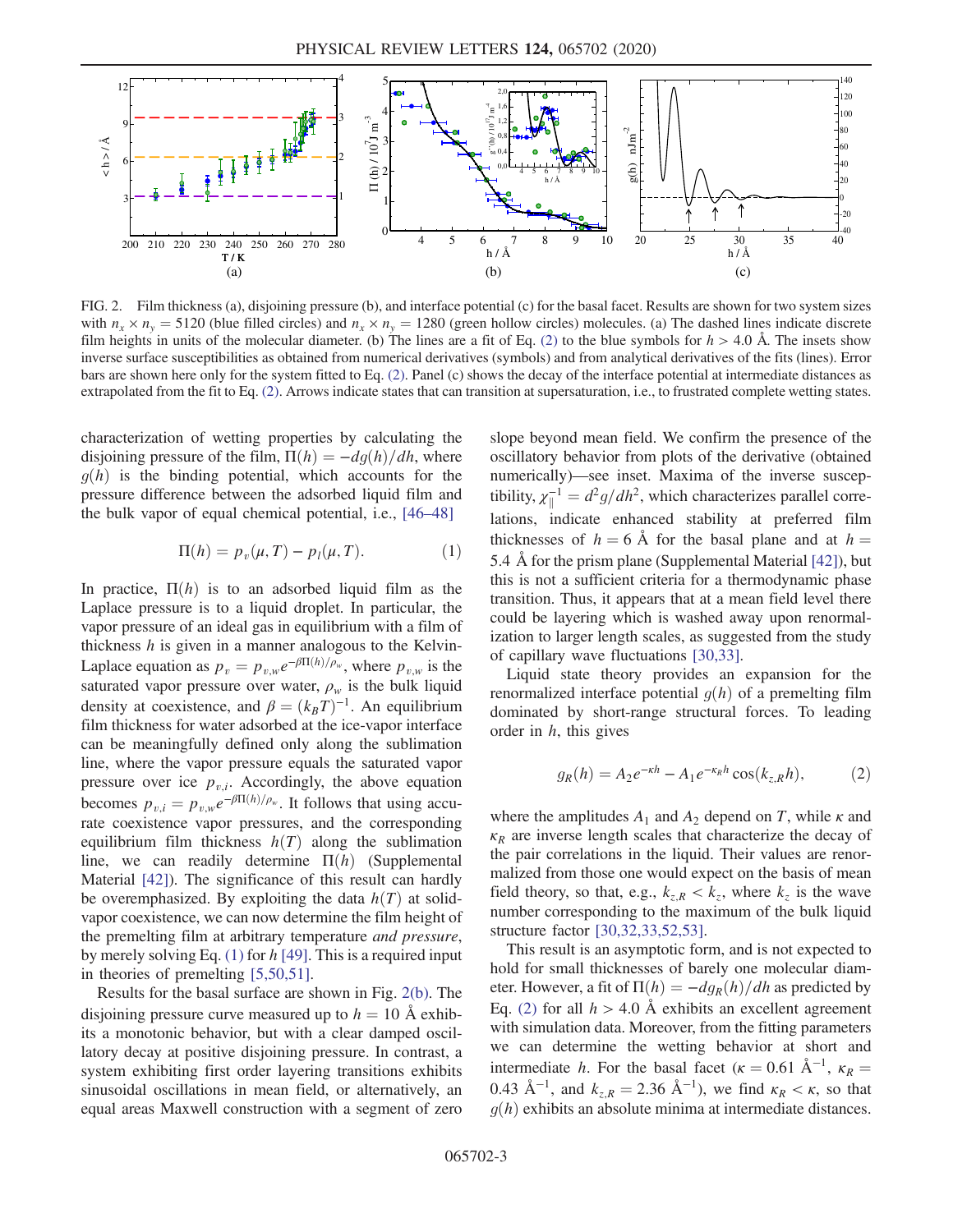FIG. 2. Film thickness (a), disjoining pressure (b), and interface potential (c) for the basal facet. Results are shown for two system sizes with $n_x \times n_y = 5120$ (blue filled circles) and $n_x \times n_y = 1280$ (green hollow circles) molecules. (a) The dashed lines indicate discrete film heights in units of the molecular diameter. (b) The lines are a fit of Eq. (2) to the blue symbols for $h > 4.0$ Å. The insets show inverse surface susceptibilities as obtained from numerical derivatives (symbols) and from analytical derivatives of the fits (lines). Error bars are shown here only for the system fitted to Eq. (2). Panel (c) shows the decay of the interface potential at intermediate distances as extrapolated from the fit to Eq. (2). Arrows indicate states that can transition at supersaturation, i.e., to frustrated complete wetting states.

characterization of wetting properties by calculating the disjoining pressure of the film, $\Pi(h) = -dg(h)/dh$, where $g(h)$ is the binding potential, which accounts for the pressure difference between the adsorbed liquid film and the bulk vapor of equal chemical potential, i.e., [46–48]

$$\Pi(h) = p_v(\mu, T) - p_l(\mu, T). \tag{1}$$

In practice, $\Pi(h)$ is to an adsorbed liquid film as the Laplace pressure is to a liquid droplet. In particular, the vapor pressure of an ideal gas in equilibrium with a film of thickness $h$ is given in a manner analogous to the Kelvin-Laplace equation as $p_v = p_{v,w} e^{-\beta\Pi(h)/\rho_w}$, where $p_{v,w}$ is the saturated vapor pressure over water, $\rho_w$ is the bulk liquid density at coexistence, and $\beta = (k_B T)^{-1}$. An equilibrium film thickness for water adsorbed at the ice-vapor interface can be meaningfully defined only along the sublimation line, where the vapor pressure equals the saturated vapor pressure over ice $p_{v,i}$. Accordingly, the above equation becomes $p_{v,i} = p_{v,w} e^{-\beta\Pi(h)/\rho_w}$. It follows that using accurate coexistence vapor pressures, and the corresponding equilibrium film thickness $h(T)$ along the sublimation line, we can readily determine $\Pi(h)$ (Supplemental Material [42]). The significance of this result can hardly be overemphasized. By exploiting the data $h(T)$ at solid-vapor coexistence, we can now determine the film height of the premelting film at arbitrary temperature *and pressure*, by merely solving Eq. (1) for $h$ [49]. This is a required input in theories of premelting [5,50,51].

Results for the basal surface are shown in Fig. 2(b). The disjoining pressure curve measured up to $h = 10$ Å exhibits a monotonic behavior, but with a clear damped oscillatory decay at positive disjoining pressure. In contrast, a system exhibiting first order layering transitions exhibits sinusoidal oscillations in mean field, or alternatively, an equal areas Maxwell construction with a segment of zero slope beyond mean field. We confirm the presence of the oscillatory behavior from plots of the derivative (obtained numerically)—see inset. Maxima of the inverse susceptibility, $\chi_\parallel^{-1} = d^2g/dh^2$, which characterizes parallel correlations, indicate enhanced stability at preferred film thicknesses of $h = 6$ Å for the basal plane and at $h = 5.4$ Å for the prism plane (Supplemental Material [42]), but this is not a sufficient criteria for a thermodynamic phase transition. Thus, it appears that at a mean field level there could be layering which is washed away upon renormalization to larger length scales, as suggested from the study of capillary wave fluctuations [30,33].

Liquid state theory provides an expansion for the renormalized interface potential $g(h)$ of a premelting film dominated by short-range structural forces. To leading order in $h$, this gives

$$g_R(h) = A_2 e^{-\kappa h} - A_1 e^{-\kappa_R h} \cos(k_{z,R} h), \tag{2}$$

where the amplitudes $A_1$ and $A_2$ depend on $T$, while $\kappa$ and $\kappa_R$ are inverse length scales that characterize the decay of the pair correlations in the liquid. Their values are renormalized from those one would expect on the basis of mean field theory, so that, e.g., $k_{z,R} < k_z$, where $k_z$ is the wave number corresponding to the maximum of the bulk liquid structure factor [30,32,33,52,53].

This result is an asymptotic form, and is not expected to hold for small thicknesses of barely one molecular diameter. However, a fit of $\Pi(h) = -dg_R(h)/dh$ as predicted by Eq. (2) for all $h > 4.0$ Å exhibits an excellent agreement with simulation data. Moreover, from the fitting parameters we can determine the wetting behavior at short and intermediate $h$. For the basal facet ($\kappa = 0.61$ Å$^{-1}$, $\kappa_R = 0.43$ Å$^{-1}$, and $k_{z,R} = 2.36$ Å$^{-1}$), we find $\kappa_R < \kappa$, so that $g(h)$ exhibits an absolute minima at intermediate distances.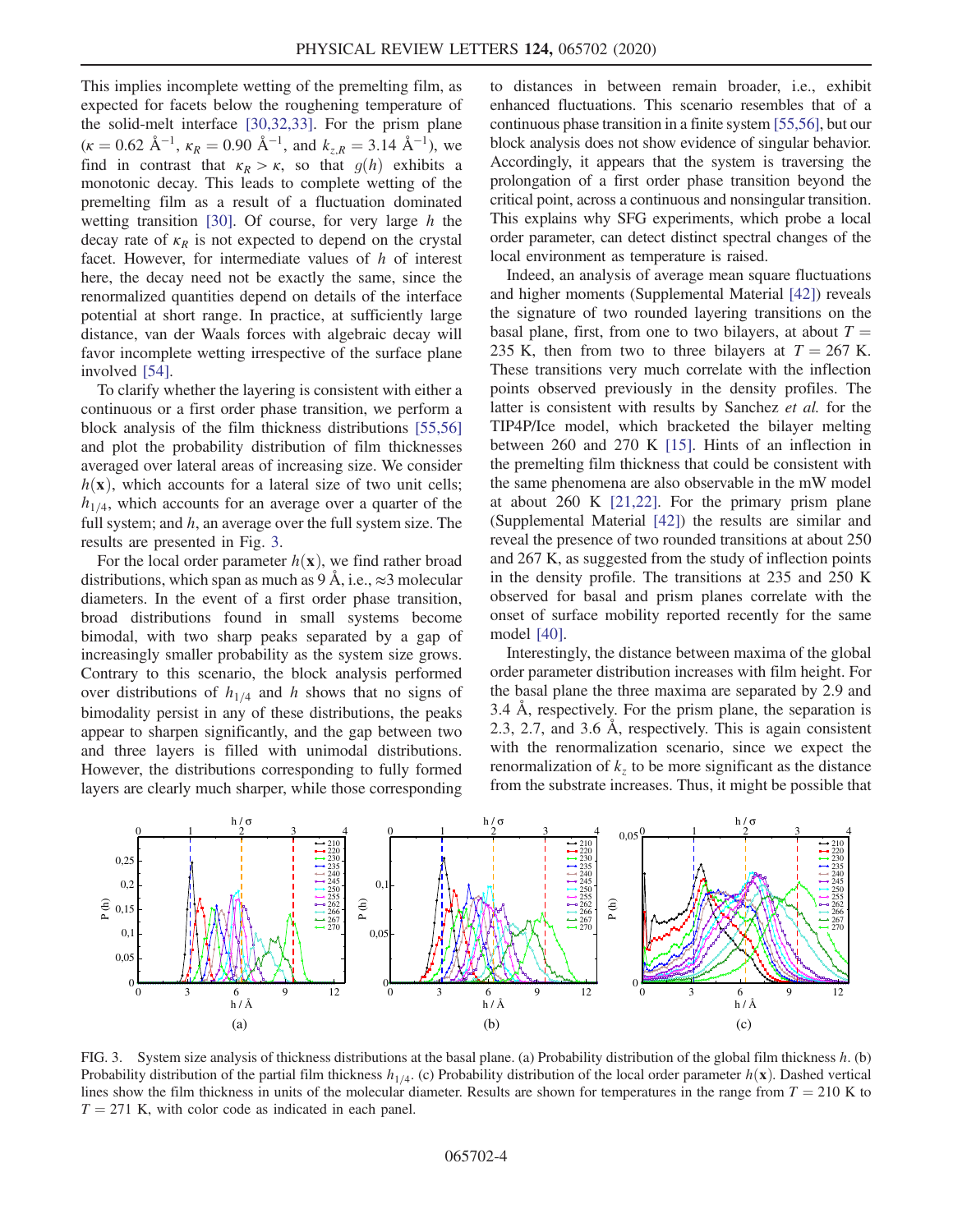This implies incomplete wetting of the premelting film, as expected for facets below the roughening temperature of the solid-melt interface [30,32,33]. For the prism plane ($\kappa = 0.62$ Å$^{-1}$, $\kappa_R = 0.90$ Å$^{-1}$, and $k_{z,R} = 3.14$ Å$^{-1}$), we find in contrast that $\kappa_R > \kappa$, so that $g(h)$ exhibits a monotonic decay. This leads to complete wetting of the premelting film as a result of a fluctuation dominated wetting transition [30]. Of course, for very large $h$ the decay rate of $\kappa_R$ is not expected to depend on the crystal facet. However, for intermediate values of $h$ of interest here, the decay need not be exactly the same, since the renormalized quantities depend on details of the interface potential at short range. In practice, at sufficiently large distance, van der Waals forces with algebraic decay will favor incomplete wetting irrespective of the surface plane involved [54].

To clarify whether the layering is consistent with either a continuous or a first order phase transition, we perform a block analysis of the film thickness distributions [55,56] and plot the probability distribution of film thicknesses averaged over lateral areas of increasing size. We consider $h(\mathbf{x})$, which accounts for a lateral size of two unit cells; $h_{1/4}$, which accounts for an average over a quarter of the full system; and $h$, an average over the full system size. The results are presented in Fig. 3.

For the local order parameter $h(\mathbf{x})$, we find rather broad distributions, which span as much as 9 Å, i.e., ≈3 molecular diameters. In the event of a first order phase transition, broad distributions found in small systems become bimodal, with two sharp peaks separated by a gap of increasingly smaller probability as the system size grows. Contrary to this scenario, the block analysis performed over distributions of $h_{1/4}$ and $h$ shows that no signs of bimodality persist in any of these distributions, the peaks appear to sharpen significantly, and the gap between two and three layers is filled with unimodal distributions. However, the distributions corresponding to fully formed layers are clearly much sharper, while those corresponding to distances in between remain broader, i.e., exhibit enhanced fluctuations. This scenario resembles that of a continuous phase transition in a finite system [55,56], but our block analysis does not show evidence of singular behavior. Accordingly, it appears that the system is traversing the prolongation of a first order phase transition beyond the critical point, across a continuous and nonsingular transition. This explains why SFG experiments, which probe a local order parameter, can detect distinct spectral changes of the local environment as temperature is raised.

Indeed, an analysis of average mean square fluctuations and higher moments (Supplemental Material [42]) reveals the signature of two rounded layering transitions on the basal plane, first, from one to two bilayers, at about $T = 235$ K, then from two to three bilayers at $T = 267$ K. These transitions very much correlate with the inflection points observed previously in the density profiles. The latter is consistent with results by Sanchez *et al.* for the TIP4P/Ice model, which bracketed the bilayer melting between 260 and 270 K [15]. Hints of an inflection in the premelting film thickness that could be consistent with the same phenomena are also observable in the mW model at about 260 K [21,22]. For the primary prism plane (Supplemental Material [42]) the results are similar and reveal the presence of two rounded transitions at about 250 and 267 K, as suggested from the study of inflection points in the density profile. The transitions at 235 and 250 K observed for basal and prism planes correlate with the onset of surface mobility reported recently for the same model [40].

Interestingly, the distance between maxima of the global order parameter distribution increases with film height. For the basal plane the three maxima are separated by 2.9 and 3.4 Å, respectively. For the prism plane, the separation is 2.3, 2.7, and 3.6 Å, respectively. This is again consistent with the renormalization scenario, since we expect the renormalization of $k_z$ to be more significant as the distance from the substrate increases. Thus, it might be possible that

FIG. 3. System size analysis of thickness distributions at the basal plane. (a) Probability distribution of the global film thickness $h$. (b) Probability distribution of the partial film thickness $h_{1/4}$. (c) Probability distribution of the local order parameter $h(\mathbf{x})$. Dashed vertical lines show the film thickness in units of the molecular diameter. Results are shown for temperatures in the range from $T = 210$ K to $T = 271$ K, with color code as indicated in each panel.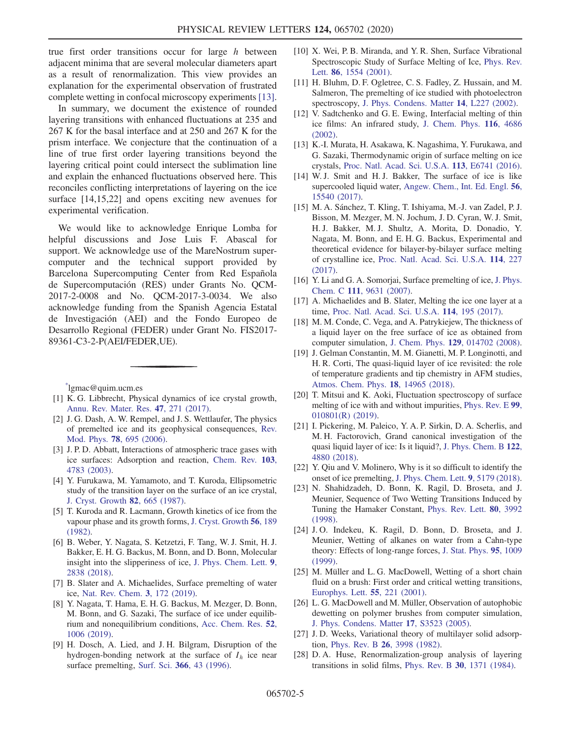true first order transitions occur for large $h$ between adjacent minima that are several molecular diameters apart as a result of renormalization. This view provides an explanation for the experimental observation of frustrated complete wetting in confocal microscopy experiments [13].

In summary, we document the existence of rounded layering transitions with enhanced fluctuations at 235 and 267 K for the basal interface and at 250 and 267 K for the prism interface. We conjecture that the continuation of a line of true first order layering transitions beyond the layering critical point could intersect the sublimation line and explain the enhanced fluctuations observed here. This reconciles conflicting interpretations of layering on the ice surface [14,15,22] and opens exciting new avenues for experimental verification.

We would like to acknowledge Enrique Lomba for helpful discussions and Jose Luis F. Abascal for support. We acknowledge use of the MareNostrum supercomputer and the technical support provided by Barcelona Supercomputing Center from Red Española de Supercomputación (RES) under Grants No. QCM-2017-2-0008 and No. QCM-2017-3-0034. We also acknowledge funding from the Spanish Agencia Estatal de Investigación (AEI) and the Fondo Europeo de Desarrollo Regional (FEDER) under Grant No. FIS2017-89361-C3-2-P(AEI/FEDER,UE).

---

[*]lgmac@quim.ucm.es

[1] K. G. Libbrecht, Physical dynamics of ice crystal growth, Annu. Rev. Mater. Res. **47**, 271 (2017).

[2] J. G. Dash, A. W. Rempel, and J. S. Wettlaufer, The physics of premelted ice and its geophysical consequences, Rev. Mod. Phys. **78**, 695 (2006).

[3] J. P. D. Abbatt, Interactions of atmospheric trace gases with ice surfaces: Adsorption and reaction, Chem. Rev. **103**, 4783 (2003).

[4] Y. Furukawa, M. Yamamoto, and T. Kuroda, Ellipsometric study of the transition layer on the surface of an ice crystal, J. Cryst. Growth **82**, 665 (1987).

[5] T. Kuroda and R. Lacmann, Growth kinetics of ice from the vapour phase and its growth forms, J. Cryst. Growth **56**, 189 (1982).

[6] B. Weber, Y. Nagata, S. Ketzetzi, F. Tang, W. J. Smit, H. J. Bakker, E. H. G. Backus, M. Bonn, and D. Bonn, Molecular insight into the slipperiness of ice, J. Phys. Chem. Lett. **9**, 2838 (2018).

[7] B. Slater and A. Michaelides, Surface premelting of water ice, Nat. Rev. Chem. **3**, 172 (2019).

[8] Y. Nagata, T. Hama, E. H. G. Backus, M. Mezger, D. Bonn, M. Bonn, and G. Sazaki, The surface of ice under equilibrium and nonequilibrium conditions, Acc. Chem. Res. **52**, 1006 (2019).

[9] H. Dosch, A. Lied, and J. H. Bilgram, Disruption of the hydrogen-bonding network at the surface of $I_h$ ice near surface premelting, Surf. Sci. **366**, 43 (1996).

[10] X. Wei, P. B. Miranda, and Y. R. Shen, Surface Vibrational Spectroscopic Study of Surface Melting of Ice, Phys. Rev. Lett. **86**, 1554 (2001).

[11] H. Bluhm, D. F. Ogletree, C. S. Fadley, Z. Hussain, and M. Salmeron, The premelting of ice studied with photoelectron spectroscopy, J. Phys. Condens. Matter **14**, L227 (2002).

[12] V. Sadtchenko and G. E. Ewing, Interfacial melting of thin ice films: An infrared study, J. Chem. Phys. **116**, 4686 (2002).

[13] K.-I. Murata, H. Asakawa, K. Nagashima, Y. Furukawa, and G. Sazaki, Thermodynamic origin of surface melting on ice crystals, Proc. Natl. Acad. Sci. U.S.A. **113**, E6741 (2016).

[14] W. J. Smit and H. J. Bakker, The surface of ice is like supercooled liquid water, Angew. Chem., Int. Ed. Engl. **56**, 15540 (2017).

[15] M. A. Sánchez, T. Kling, T. Ishiyama, M.-J. van Zadel, P. J. Bisson, M. Mezger, M. N. Jochum, J. D. Cyran, W. J. Smit, H. J. Bakker, M. J. Shultz, A. Morita, D. Donadio, Y. Nagata, M. Bonn, and E. H. G. Backus, Experimental and theoretical evidence for bilayer-by-bilayer surface melting of crystalline ice, Proc. Natl. Acad. Sci. U.S.A. **114**, 227 (2017).

[16] Y. Li and G. A. Somorjai, Surface premelting of ice, J. Phys. Chem. C **111**, 9631 (2007).

[17] A. Michaelides and B. Slater, Melting the ice one layer at a time, Proc. Natl. Acad. Sci. U.S.A. **114**, 195 (2017).

[18] M. M. Conde, C. Vega, and A. Patrykiejew, The thickness of a liquid layer on the free surface of ice as obtained from computer simulation, J. Chem. Phys. **129**, 014702 (2008).

[19] J. Gelman Constantin, M. M. Gianetti, M. P. Longinotti, and H. R. Corti, The quasi-liquid layer of ice revisited: the role of temperature gradients and tip chemistry in AFM studies, Atmos. Chem. Phys. **18**, 14965 (2018).

[20] T. Mitsui and K. Aoki, Fluctuation spectroscopy of surface melting of ice with and without impurities, Phys. Rev. E **99**, 010801(R) (2019).

[21] I. Pickering, M. Paleico, Y. A. P. Sirkin, D. A. Scherlis, and M. H. Factorovich, Grand canonical investigation of the quasi liquid layer of ice: Is it liquid?, J. Phys. Chem. B **122**, 4880 (2018).

[22] Y. Qiu and V. Molinero, Why is it so difficult to identify the onset of ice premelting, J. Phys. Chem. Lett. **9**, 5179 (2018).

[23] N. Shahidzadeh, D. Bonn, K. Ragil, D. Broseta, and J. Meunier, Sequence of Two Wetting Transitions Induced by Tuning the Hamaker Constant, Phys. Rev. Lett. **80**, 3992 (1998).

[24] J. O. Indekeu, K. Ragil, D. Bonn, D. Broseta, and J. Meunier, Wetting of alkanes on water from a Cahn-type theory: Effects of long-range forces, J. Stat. Phys. **95**, 1009 (1999).

[25] M. Müller and L. G. MacDowell, Wetting of a short chain fluid on a brush: First order and critical wetting transitions, Europhys. Lett. **55**, 221 (2001).

[26] L. G. MacDowell and M. Müller, Observation of autophobic dewetting on polymer brushes from computer simulation, J. Phys. Condens. Matter **17**, S3523 (2005).

[27] J. D. Weeks, Variational theory of multilayer solid adsorption, Phys. Rev. B **26**, 3998 (1982).

[28] D. A. Huse, Renormalization-group analysis of layering transitions in solid films, Phys. Rev. B **30**, 1371 (1984).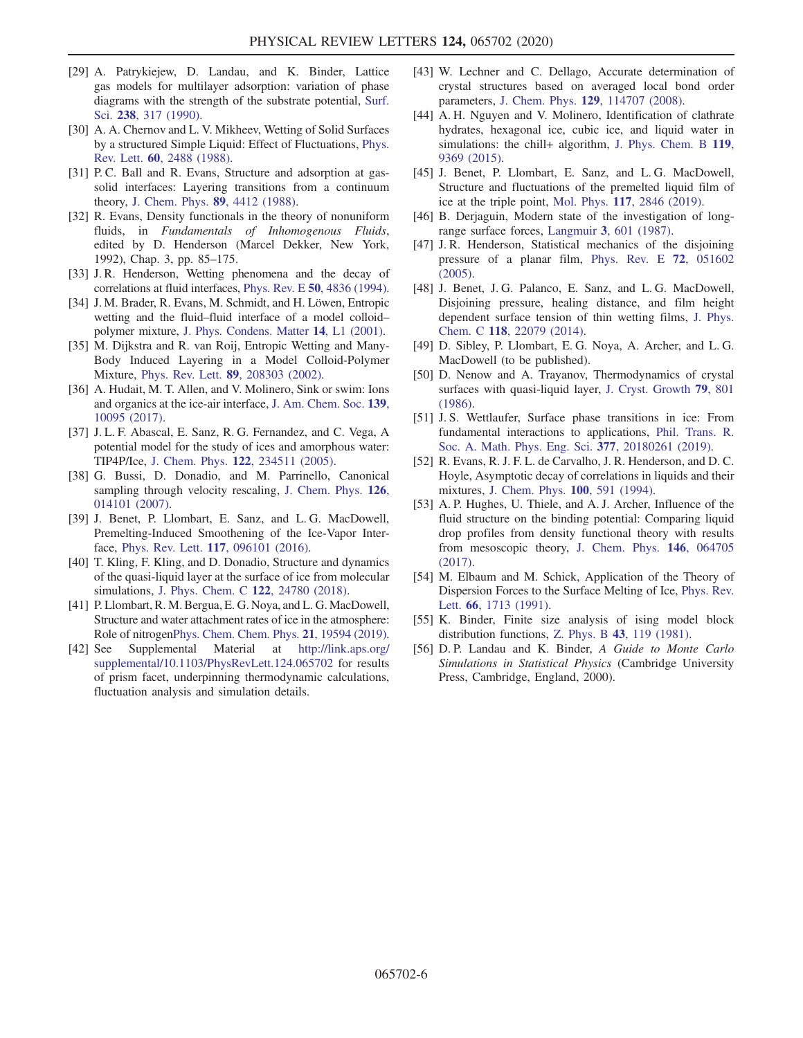[29] A. Patrykiejew, D. Landau, and K. Binder, Lattice gas models for multilayer adsorption: variation of phase diagrams with the strength of the substrate potential, Surf. Sci. **238**, 317 (1990).

[30] A. A. Chernov and L. V. Mikheev, Wetting of Solid Surfaces by a structured Simple Liquid: Effect of Fluctuations, Phys. Rev. Lett. **60**, 2488 (1988).

[31] P. C. Ball and R. Evans, Structure and adsorption at gas-solid interfaces: Layering transitions from a continuum theory, J. Chem. Phys. **89**, 4412 (1988).

[32] R. Evans, Density functionals in the theory of nonuniform fluids, in *Fundamentals of Inhomogenous Fluids*, edited by D. Henderson (Marcel Dekker, New York, 1992), Chap. 3, pp. 85–175.

[33] J. R. Henderson, Wetting phenomena and the decay of correlations at fluid interfaces, Phys. Rev. E **50**, 4836 (1994).

[34] J. M. Brader, R. Evans, M. Schmidt, and H. Löwen, Entropic wetting and the fluid–fluid interface of a model colloid–polymer mixture, J. Phys. Condens. Matter **14**, L1 (2001).

[35] M. Dijkstra and R. van Roij, Entropic Wetting and Many-Body Induced Layering in a Model Colloid-Polymer Mixture, Phys. Rev. Lett. **89**, 208303 (2002).

[36] A. Hudait, M. T. Allen, and V. Molinero, Sink or swim: Ions and organics at the ice-air interface, J. Am. Chem. Soc. **139**, 10095 (2017).

[37] J. L. F. Abascal, E. Sanz, R. G. Fernandez, and C. Vega, A potential model for the study of ices and amorphous water: TIP4P/Ice, J. Chem. Phys. **122**, 234511 (2005).

[38] G. Bussi, D. Donadio, and M. Parrinello, Canonical sampling through velocity rescaling, J. Chem. Phys. **126**, 014101 (2007).

[39] J. Benet, P. Llombart, E. Sanz, and L. G. MacDowell, Premelting-Induced Smoothening of the Ice-Vapor Interface, Phys. Rev. Lett. **117**, 096101 (2016).

[40] T. Kling, F. Kling, and D. Donadio, Structure and dynamics of the quasi-liquid layer at the surface of ice from molecular simulations, J. Phys. Chem. C **122**, 24780 (2018).

[41] P. Llombart, R. M. Bergua, E. G. Noya, and L. G. MacDowell, Structure and water attachment rates of ice in the atmosphere: Role of nitrogenPhys. Chem. Chem. Phys. **21**, 19594 (2019).

[42] See Supplemental Material at http://link.aps.org/supplemental/10.1103/PhysRevLett.124.065702 for results of prism facet, underpinning thermodynamic calculations, fluctuation analysis and simulation details.

[43] W. Lechner and C. Dellago, Accurate determination of crystal structures based on averaged local bond order parameters, J. Chem. Phys. **129**, 114707 (2008).

[44] A. H. Nguyen and V. Molinero, Identification of clathrate hydrates, hexagonal ice, cubic ice, and liquid water in simulations: the chill+ algorithm, J. Phys. Chem. B **119**, 9369 (2015).

[45] J. Benet, P. Llombart, E. Sanz, and L. G. MacDowell, Structure and fluctuations of the premelted liquid film of ice at the triple point, Mol. Phys. **117**, 2846 (2019).

[46] B. Derjaguin, Modern state of the investigation of long-range surface forces, Langmuir **3**, 601 (1987).

[47] J. R. Henderson, Statistical mechanics of the disjoining pressure of a planar film, Phys. Rev. E **72**, 051602 (2005).

[48] J. Benet, J. G. Palanco, E. Sanz, and L. G. MacDowell, Disjoining pressure, healing distance, and film height dependent surface tension of thin wetting films, J. Phys. Chem. C **118**, 22079 (2014).

[49] D. Sibley, P. Llombart, E. G. Noya, A. Archer, and L. G. MacDowell (to be published).

[50] D. Nenow and A. Trayanov, Thermodynamics of crystal surfaces with quasi-liquid layer, J. Cryst. Growth **79**, 801 (1986).

[51] J. S. Wettlaufer, Surface phase transitions in ice: From fundamental interactions to applications, Phil. Trans. R. Soc. A. Math. Phys. Eng. Sci. **377**, 20180261 (2019).

[52] R. Evans, R. J. F. L. de Carvalho, J. R. Henderson, and D. C. Hoyle, Asymptotic decay of correlations in liquids and their mixtures, J. Chem. Phys. **100**, 591 (1994).

[53] A. P. Hughes, U. Thiele, and A. J. Archer, Influence of the fluid structure on the binding potential: Comparing liquid drop profiles from density functional theory with results from mesoscopic theory, J. Chem. Phys. **146**, 064705 (2017).

[54] M. Elbaum and M. Schick, Application of the Theory of Dispersion Forces to the Surface Melting of Ice, Phys. Rev. Lett. **66**, 1713 (1991).

[55] K. Binder, Finite size analysis of ising model block distribution functions, Z. Phys. B **43**, 119 (1981).

[56] D. P. Landau and K. Binder, *A Guide to Monte Carlo Simulations in Statistical Physics* (Cambridge University Press, Cambridge, England, 2000).